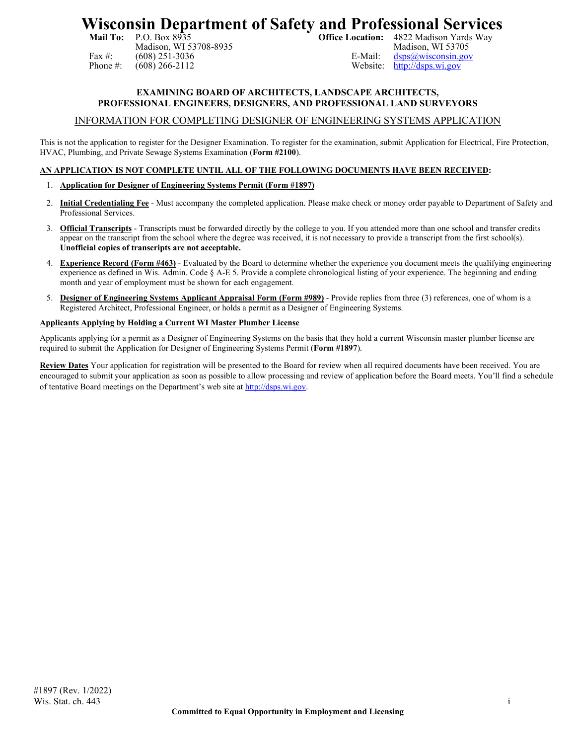# Wisconsin Department of Safety and Professional Services

**Mail To:** P.O. Box 8935
Madison, WI 53708-8935
Fax #: (608) 251-3036
Phone #: (608) 266-2112

**Office Location:** 4822 Madison Yards Way
Madison, WI 53705
E-Mail: dsps@wisconsin.gov
Website: http://dsps.wi.gov

### EXAMINING BOARD OF ARCHITECTS, LANDSCAPE ARCHITECTS, PROFESSIONAL ENGINEERS, DESIGNERS, AND PROFESSIONAL LAND SURVEYORS

## INFORMATION FOR COMPLETING DESIGNER OF ENGINEERING SYSTEMS APPLICATION

This is not the application to register for the Designer Examination. To register for the examination, submit Application for Electrical, Fire Protection, HVAC, Plumbing, and Private Sewage Systems Examination (**Form #2100**).

**AN APPLICATION IS NOT COMPLETE UNTIL ALL OF THE FOLLOWING DOCUMENTS HAVE BEEN RECEIVED:**

1. **Application for Designer of Engineering Systems Permit (Form #1897)**
2. **Initial Credentialing Fee** - Must accompany the completed application. Please make check or money order payable to Department of Safety and Professional Services.
3. **Official Transcripts** - Transcripts must be forwarded directly by the college to you. If you attended more than one school and transfer credits appear on the transcript from the school where the degree was received, it is not necessary to provide a transcript from the first school(s). **Unofficial copies of transcripts are not acceptable.**
4. **Experience Record (Form #463)** - Evaluated by the Board to determine whether the experience you document meets the qualifying engineering experience as defined in Wis. Admin. Code § A-E 5. Provide a complete chronological listing of your experience. The beginning and ending month and year of employment must be shown for each engagement.
5. **Designer of Engineering Systems Applicant Appraisal Form (Form #989)** - Provide replies from three (3) references, one of whom is a Registered Architect, Professional Engineer, or holds a permit as a Designer of Engineering Systems.

**Applicants Applying by Holding a Current WI Master Plumber License**

Applicants applying for a permit as a Designer of Engineering Systems on the basis that they hold a current Wisconsin master plumber license are required to submit the Application for Designer of Engineering Systems Permit (**Form #1897**).

**Review Dates** Your application for registration will be presented to the Board for review when all required documents have been received. You are encouraged to submit your application as soon as possible to allow processing and review of application before the Board meets. You'll find a schedule of tentative Board meetings on the Department's web site at http://dsps.wi.gov.

#1897 (Rev. 1/2022)
Wis. Stat. ch. 443

**Committed to Equal Opportunity in Employment and Licensing**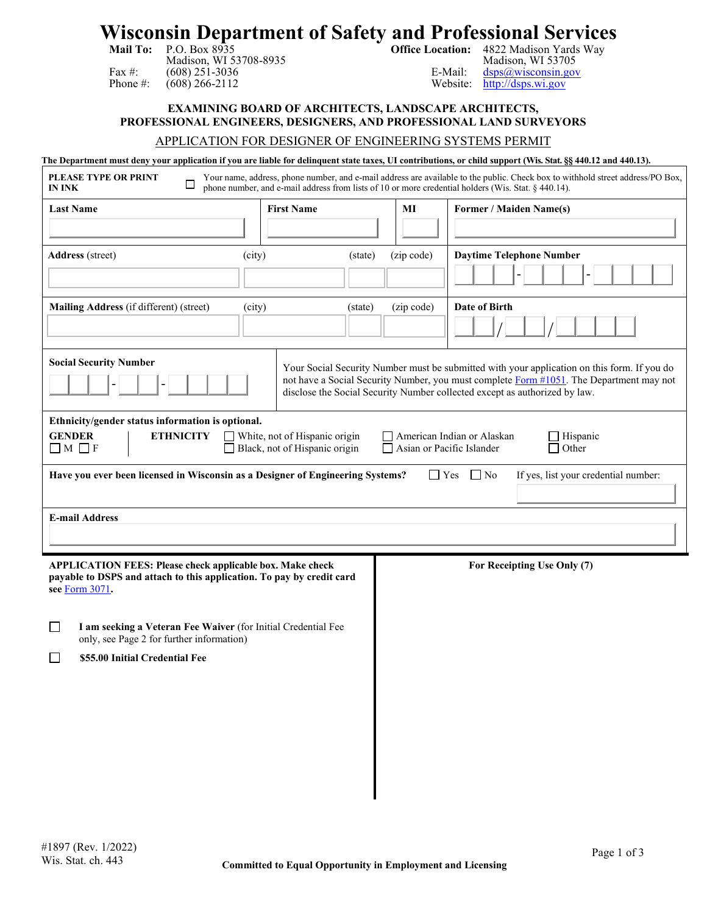# Wisconsin Department of Safety and Professional Services

**Mail To:** P.O. Box 8935
Madison, WI 53708-8935
Fax #: (608) 251-3036
Phone #: (608) 266-2112

**Office Location:** 4822 Madison Yards Way
Madison, WI 53705
E-Mail: dsps@wisconsin.gov
Website: http://dsps.wi.gov

**EXAMINING BOARD OF ARCHITECTS, LANDSCAPE ARCHITECTS, PROFESSIONAL ENGINEERS, DESIGNERS, AND PROFESSIONAL LAND SURVEYORS**

## APPLICATION FOR DESIGNER OF ENGINEERING SYSTEMS PERMIT

**The Department must deny your application if you are liable for delinquent state taxes, UI contributions, or child support (Wis. Stat. §§ 440.12 and 440.13).**

**PLEASE TYPE OR PRINT IN INK**

☐ Your name, address, phone number, and e-mail address are available to the public. Check box to withhold street address/PO Box, phone number, and e-mail address from lists of 10 or more credential holders (Wis. Stat. § 440.14).

| **Last Name** | **First Name** | **MI** | **Former / Maiden Name(s)** |
|---|---|---|---|
| | | | |

| **Address** (street) | (city) | (state) | (zip code) | **Daytime Telephone Number** |
|---|---|---|---|---|
| | | | | - - |

| **Mailing Address** (if different) (street) | (city) | (state) | (zip code) | **Date of Birth** |
|---|---|---|---|---|
| | | | | / / |

**Social Security Number**

- -

Your Social Security Number must be submitted with your application on this form. If you do not have a Social Security Number, you must complete Form #1051. The Department may not disclose the Social Security Number collected except as authorized by law.

**Ethnicity/gender status information is optional.**

**GENDER** ☐ M ☐ F

**ETHNICITY** ☐ White, not of Hispanic origin ☐ Black, not of Hispanic origin ☐ American Indian or Alaskan ☐ Asian or Pacific Islander ☐ Hispanic ☐ Other

**Have you ever been licensed in Wisconsin as a Designer of Engineering Systems?** ☐ Yes ☐ No If yes, list your credential number:

**E-mail Address**

**APPLICATION FEES: Please check applicable box. Make check payable to DSPS and attach to this application. To pay by credit card see Form 3071.**

☐ **I am seeking a Veteran Fee Waiver** (for Initial Credential Fee only, see Page 2 for further information)

☐ **$55.00 Initial Credential Fee**

**For Receipting Use Only (7)**

#1897 (Rev. 1/2022)
Wis. Stat. ch. 443

**Committed to Equal Opportunity in Employment and Licensing**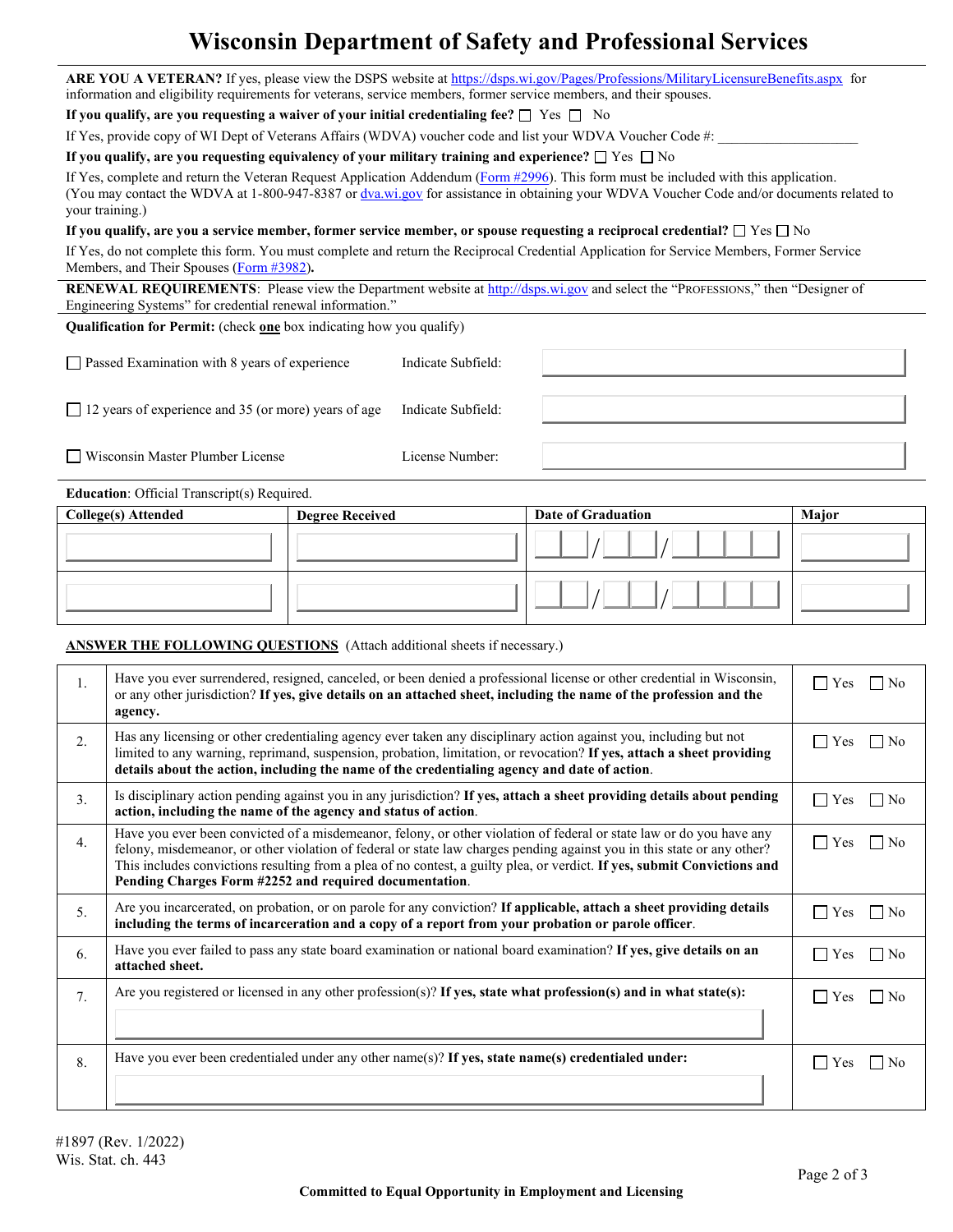# Wisconsin Department of Safety and Professional Services

**ARE YOU A VETERAN?** If yes, please view the DSPS website at https://dsps.wi.gov/Pages/Professions/MilitaryLicensureBenefits.aspx for information and eligibility requirements for veterans, service members, former service members, and their spouses.

**If you qualify, are you requesting a waiver of your initial credentialing fee?** ☐ Yes ☐ No

If Yes, provide copy of WI Dept of Veterans Affairs (WDVA) voucher code and list your WDVA Voucher Code #: ____________________

**If you qualify, are you requesting equivalency of your military training and experience?** ☐ Yes ☐ No

If Yes, complete and return the Veteran Request Application Addendum (Form #2996). This form must be included with this application. (You may contact the WDVA at 1-800-947-8387 or dva.wi.gov for assistance in obtaining your WDVA Voucher Code and/or documents related to your training.)

**If you qualify, are you a service member, former service member, or spouse requesting a reciprocal credential?** ☐ Yes ☐ No

If Yes, do not complete this form. You must complete and return the Reciprocal Credential Application for Service Members, Former Service Members, and Their Spouses (Form #3982**).**

**RENEWAL REQUIREMENTS**: Please view the Department website at http://dsps.wi.gov and select the "PROFESSIONS," then "Designer of Engineering Systems" for credential renewal information."

**Qualification for Permit:** (check **one** box indicating how you qualify)

| | | |
|---|---|---|
| ☐ Passed Examination with 8 years of experience | Indicate Subfield: | |
| ☐ 12 years of experience and 35 (or more) years of age | Indicate Subfield: | |
| ☐ Wisconsin Master Plumber License | License Number: | |

**Education**: Official Transcript(s) Required.

| College(s) Attended | Degree Received | Date of Graduation | Major |
|---|---|---|---|
| | | / / | |
| | | / / | |

**ANSWER THE FOLLOWING QUESTIONS** (Attach additional sheets if necessary.)

| | | |
|---|---|---|
| 1. | Have you ever surrendered, resigned, canceled, or been denied a professional license or other credential in Wisconsin, or any other jurisdiction? **If yes, give details on an attached sheet, including the name of the profession and the agency.** | ☐ Yes ☐ No |
| 2. | Has any licensing or other credentialing agency ever taken any disciplinary action against you, including but not limited to any warning, reprimand, suspension, probation, limitation, or revocation? **If yes, attach a sheet providing details about the action, including the name of the credentialing agency and date of action**. | ☐ Yes ☐ No |
| 3. | Is disciplinary action pending against you in any jurisdiction? **If yes, attach a sheet providing details about pending action, including the name of the agency and status of action**. | ☐ Yes ☐ No |
| 4. | Have you ever been convicted of a misdemeanor, felony, or other violation of federal or state law or do you have any felony, misdemeanor, or other violation of federal or state law charges pending against you in this state or any other? This includes convictions resulting from a plea of no contest, a guilty plea, or verdict. **If yes, submit Convictions and Pending Charges Form #2252 and required documentation**. | ☐ Yes ☐ No |
| 5. | Are you incarcerated, on probation, or on parole for any conviction? **If applicable, attach a sheet providing details including the terms of incarceration and a copy of a report from your probation or parole officer**. | ☐ Yes ☐ No |
| 6. | Have you ever failed to pass any state board examination or national board examination? **If yes, give details on an attached sheet.** | ☐ Yes ☐ No |
| 7. | Are you registered or licensed in any other profession(s)? **If yes, state what profession(s) and in what state(s):** | ☐ Yes ☐ No |
| 8. | Have you ever been credentialed under any other name(s)? **If yes, state name(s) credentialed under:** | ☐ Yes ☐ No |

#1897 (Rev. 1/2022)
Wis. Stat. ch. 443

**Committed to Equal Opportunity in Employment and Licensing**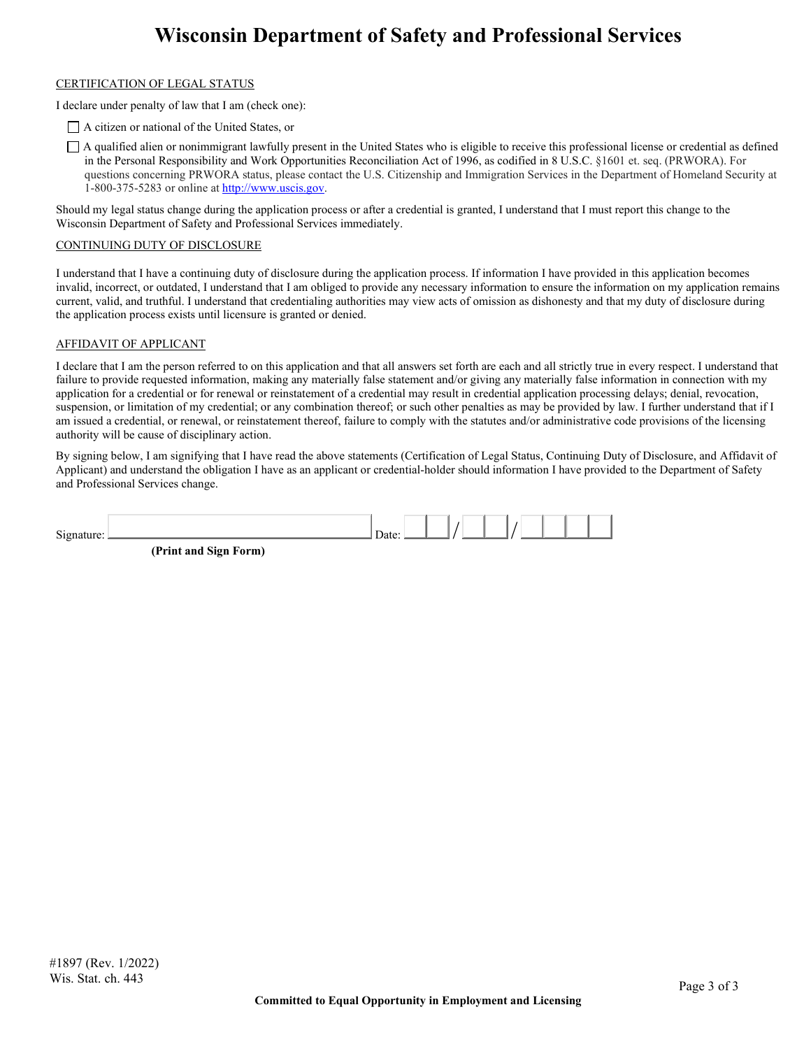# Wisconsin Department of Safety and Professional Services

CERTIFICATION OF LEGAL STATUS

I declare under penalty of law that I am (check one):

☐ A citizen or national of the United States, or

☐ A qualified alien or nonimmigrant lawfully present in the United States who is eligible to receive this professional license or credential as defined in the Personal Responsibility and Work Opportunities Reconciliation Act of 1996, as codified in 8 U.S.C. §1601 et. seq. (PRWORA). For questions concerning PRWORA status, please contact the U.S. Citizenship and Immigration Services in the Department of Homeland Security at 1-800-375-5283 or online at http://www.uscis.gov.

Should my legal status change during the application process or after a credential is granted, I understand that I must report this change to the Wisconsin Department of Safety and Professional Services immediately.

CONTINUING DUTY OF DISCLOSURE

I understand that I have a continuing duty of disclosure during the application process. If information I have provided in this application becomes invalid, incorrect, or outdated, I understand that I am obliged to provide any necessary information to ensure the information on my application remains current, valid, and truthful. I understand that credentialing authorities may view acts of omission as dishonesty and that my duty of disclosure during the application process exists until licensure is granted or denied.

AFFIDAVIT OF APPLICANT

I declare that I am the person referred to on this application and that all answers set forth are each and all strictly true in every respect. I understand that failure to provide requested information, making any materially false statement and/or giving any materially false information in connection with my application for a credential or for renewal or reinstatement of a credential may result in credential application processing delays; denial, revocation, suspension, or limitation of my credential; or any combination thereof; or such other penalties as may be provided by law. I further understand that if I am issued a credential, or renewal, or reinstatement thereof, failure to comply with the statutes and/or administrative code provisions of the licensing authority will be cause of disciplinary action.

By signing below, I am signifying that I have read the above statements (Certification of Legal Status, Continuing Duty of Disclosure, and Affidavit of Applicant) and understand the obligation I have as an applicant or credential-holder should information I have provided to the Department of Safety and Professional Services change.

Signature: ______________________ Date: __ __ / __ __ / __ __ __ __

**(Print and Sign Form)**

#1897 (Rev. 1/2022)
Wis. Stat. ch. 443

**Committed to Equal Opportunity in Employment and Licensing**